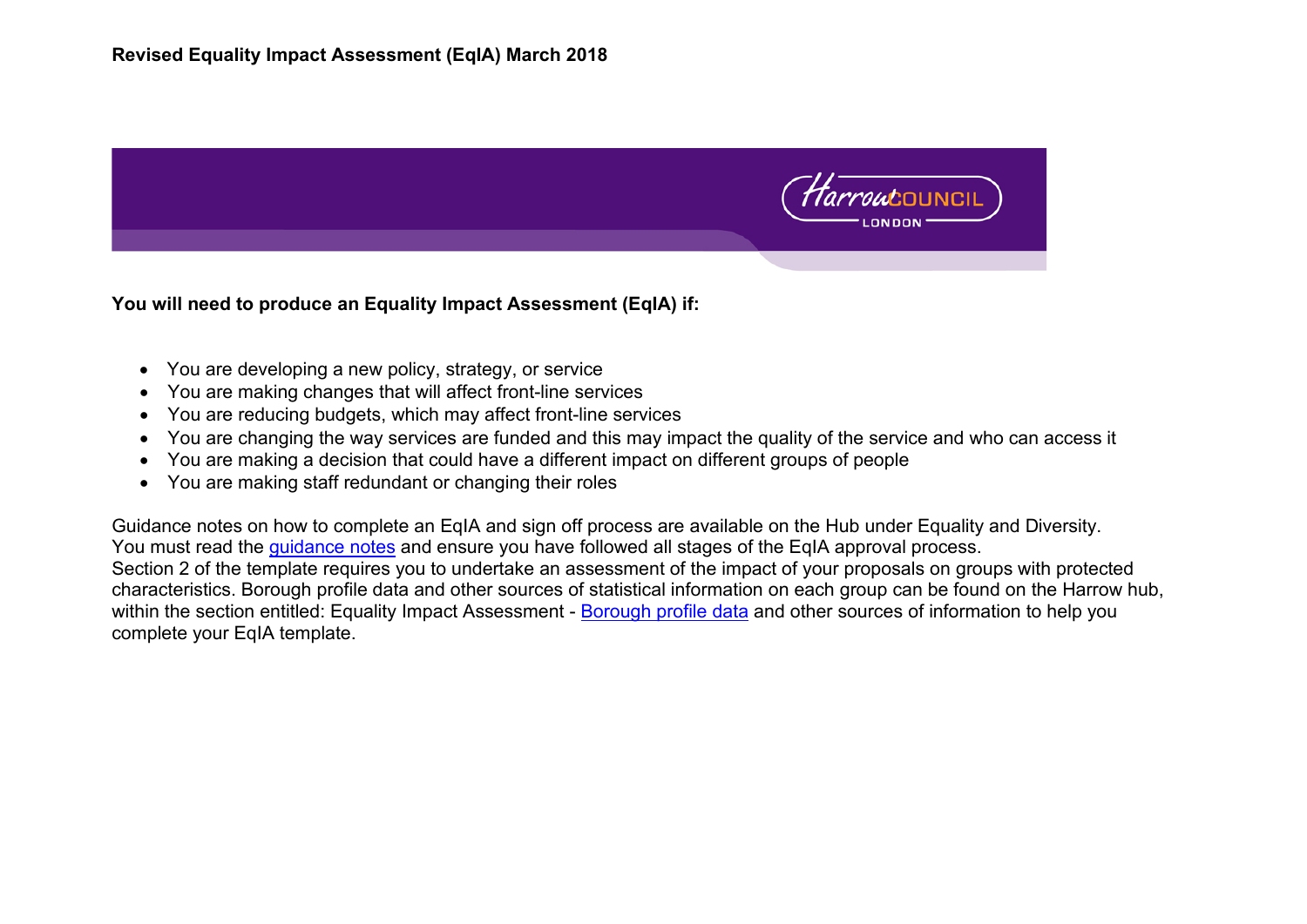**Revised Equality Impact Assessment (EqIA) March 2018**

Harrow COUNCIL LONDON

**You will need to produce an Equality Impact Assessment (EqIA) if:**

- You are developing a new policy, strategy, or service
- You are making changes that will affect front-line services
- You are reducing budgets, which may affect front-line services
- You are changing the way services are funded and this may impact the quality of the service and who can access it
- You are making a decision that could have a different impact on different groups of people
- You are making staff redundant or changing their roles

Guidance notes on how to complete an EqIA and sign off process are available on the Hub under Equality and Diversity. You must read the guidance notes and ensure you have followed all stages of the EqIA approval process. Section 2 of the template requires you to undertake an assessment of the impact of your proposals on groups with protected characteristics. Borough profile data and other sources of statistical information on each group can be found on the Harrow hub, within the section entitled: Equality Impact Assessment - Borough profile data and other sources of information to help you complete your EqIA template.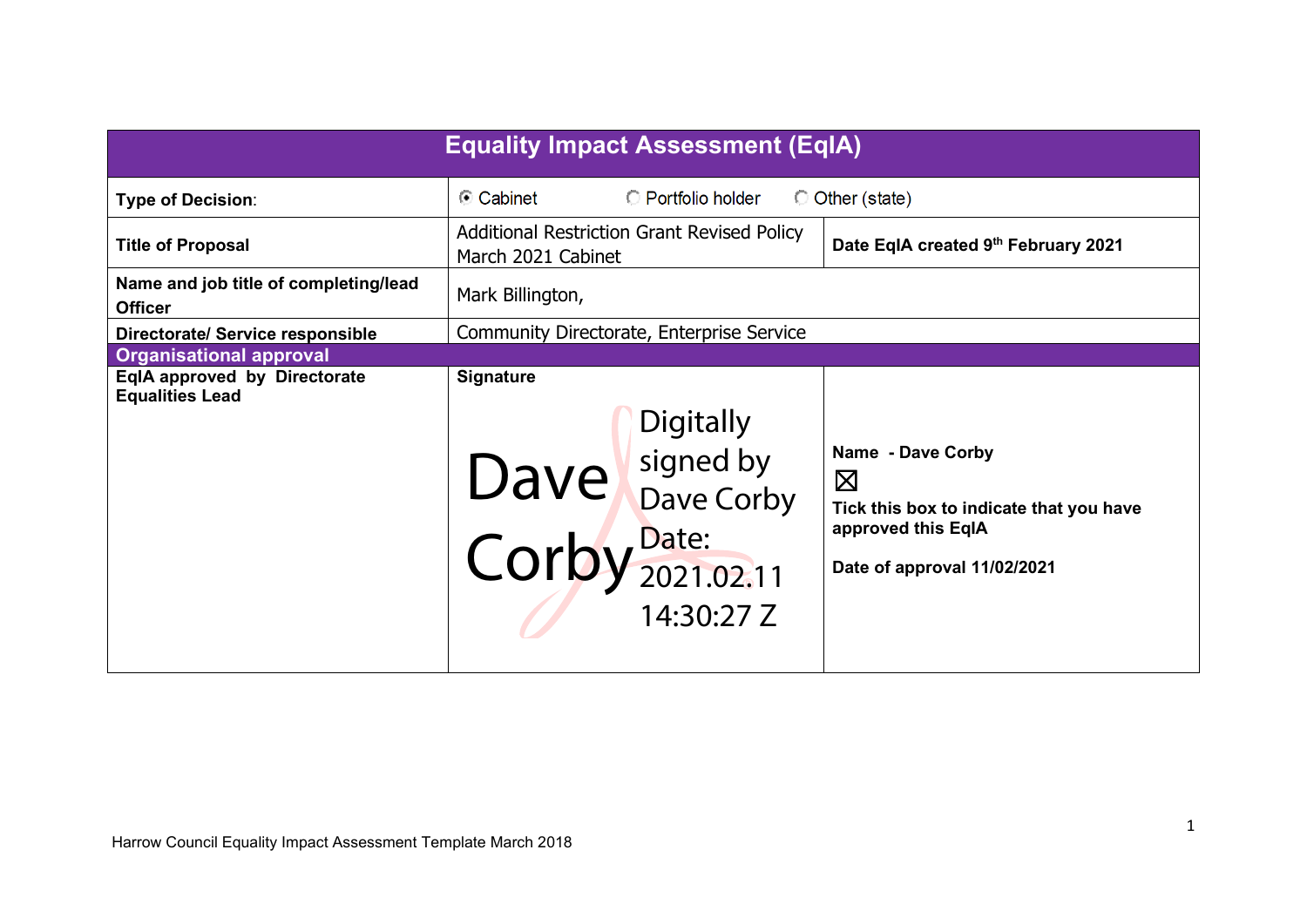| Equality Impact Assessment (EqIA) | | |
|---|---|---|
| **Type of Decision**: | ◉ Cabinet ◯ Portfolio holder ◯ Other (state) | |
| **Title of Proposal** | Additional Restriction Grant Revised Policy March 2021 Cabinet | **Date EqIA created 9th February 2021** |
| **Name and job title of completing/lead Officer** | Mark Billington, | |
| **Directorate/ Service responsible** | Community Directorate, Enterprise Service | |
| **Organisational approval** | | |
| **EqIA approved by Directorate Equalities Lead** | **Signature** Dave Corby Digitally signed by Dave Corby Date: 2021.02.11 14:30:27 Z | **Name - Dave Corby** ☒ **Tick this box to indicate that you have approved this EqIA** **Date of approval 11/02/2021** |

Harrow Council Equality Impact Assessment Template March 2018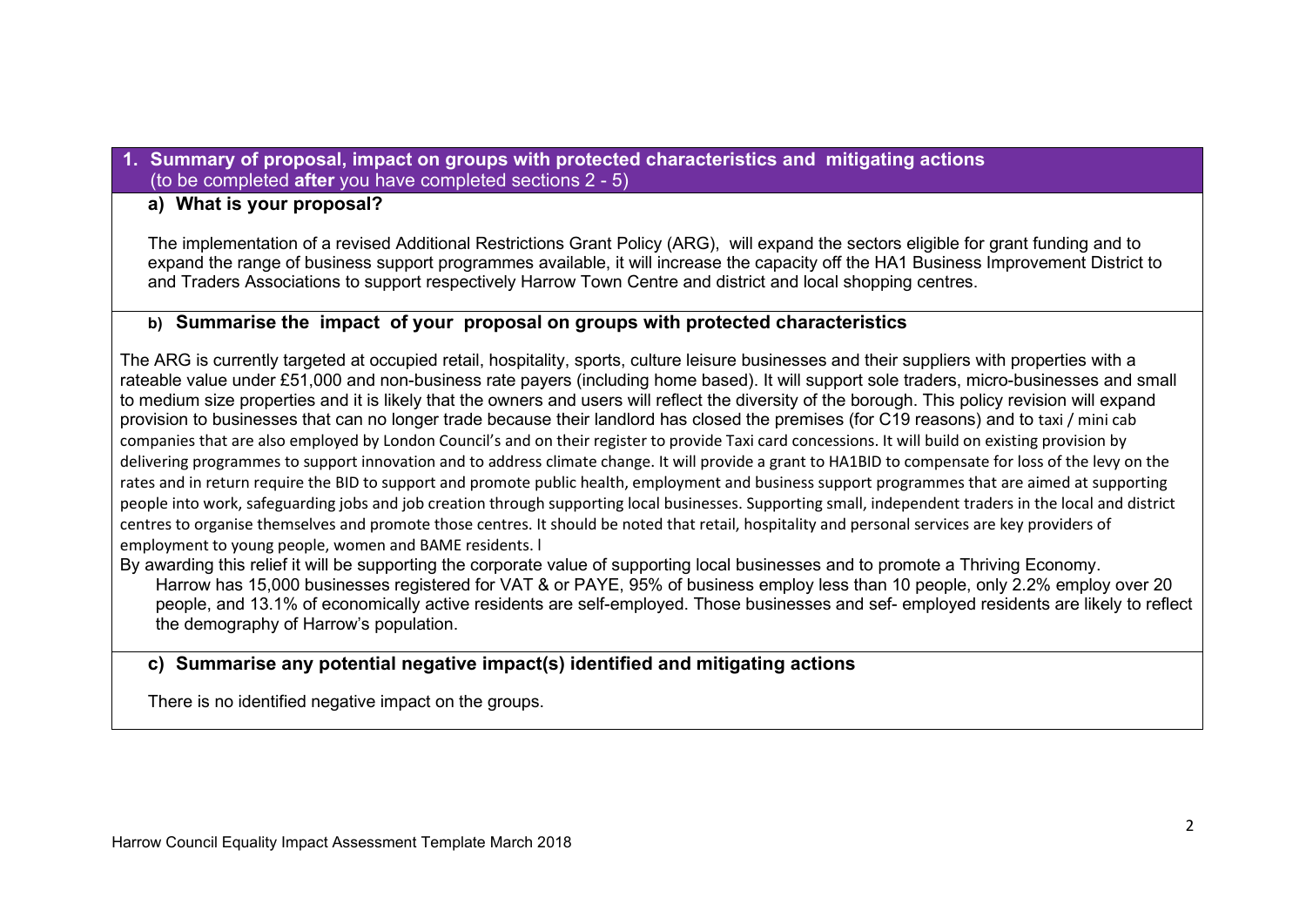## 1. Summary of proposal, impact on groups with protected characteristics and mitigating actions
(to be completed **after** you have completed sections 2 - 5)

### a) What is your proposal?

The implementation of a revised Additional Restrictions Grant Policy (ARG), will expand the sectors eligible for grant funding and to expand the range of business support programmes available, it will increase the capacity off the HA1 Business Improvement District to and Traders Associations to support respectively Harrow Town Centre and district and local shopping centres.

### b) Summarise the impact of your proposal on groups with protected characteristics

The ARG is currently targeted at occupied retail, hospitality, sports, culture leisure businesses and their suppliers with properties with a rateable value under £51,000 and non-business rate payers (including home based). It will support sole traders, micro-businesses and small to medium size properties and it is likely that the owners and users will reflect the diversity of the borough. This policy revision will expand provision to businesses that can no longer trade because their landlord has closed the premises (for C19 reasons) and to taxi / mini cab companies that are also employed by London Council's and on their register to provide Taxi card concessions. It will build on existing provision by delivering programmes to support innovation and to address climate change. It will provide a grant to HA1BID to compensate for loss of the levy on the rates and in return require the BID to support and promote public health, employment and business support programmes that are aimed at supporting people into work, safeguarding jobs and job creation through supporting local businesses. Supporting small, independent traders in the local and district centres to organise themselves and promote those centres. It should be noted that retail, hospitality and personal services are key providers of employment to young people, women and BAME residents. l

By awarding this relief it will be supporting the corporate value of supporting local businesses and to promote a Thriving Economy.

Harrow has 15,000 businesses registered for VAT & or PAYE, 95% of business employ less than 10 people, only 2.2% employ over 20 people, and 13.1% of economically active residents are self-employed. Those businesses and sef- employed residents are likely to reflect the demography of Harrow's population.

### c) Summarise any potential negative impact(s) identified and mitigating actions

There is no identified negative impact on the groups.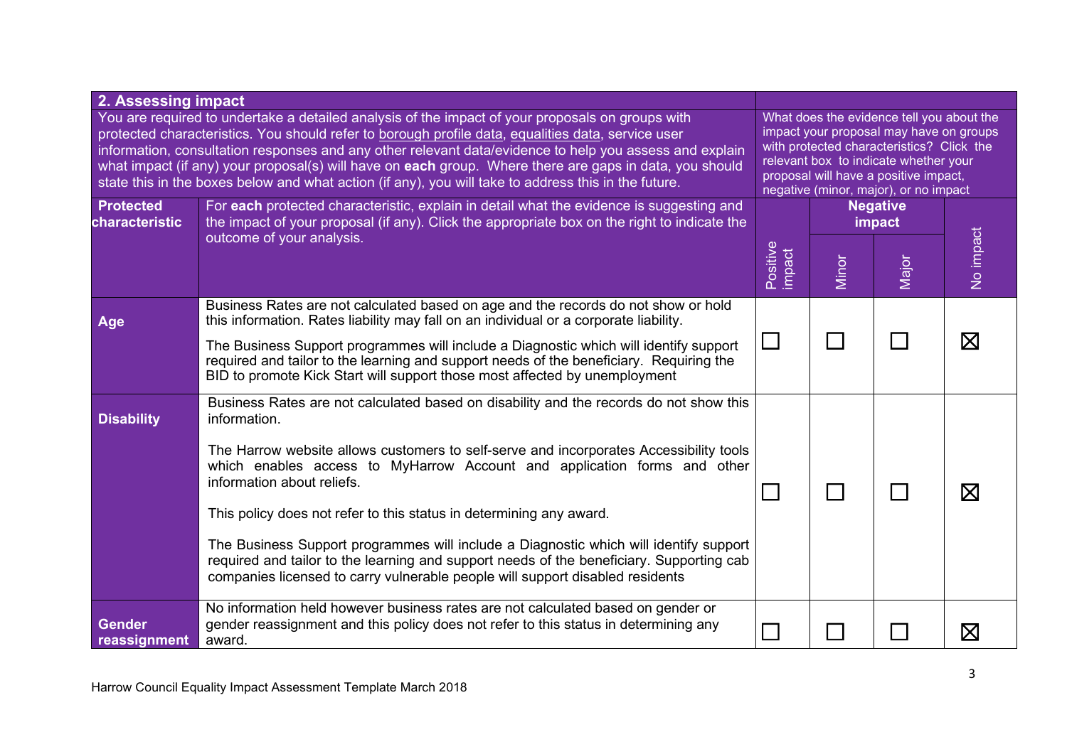| **2. Assessing impact** | | | | | | |
|---|---|---|---|---|---|---|
| You are required to undertake a detailed analysis of the impact of your proposals on groups with protected characteristics. You should refer to borough profile data, equalities data, service user information, consultation responses and any other relevant data/evidence to help you assess and explain what impact (if any) your proposal(s) will have on **each** group. Where there are gaps in data, you should state this in the boxes below and what action (if any), you will take to address this in the future. | | What does the evidence tell you about the impact your proposal may have on groups with protected characteristics? Click the relevant box to indicate whether your proposal will have a positive impact, negative (minor, major), or no impact | | | | |
| **Protected characteristic** | For **each** protected characteristic, explain in detail what the evidence is suggesting and the impact of your proposal (if any). Click the appropriate box on the right to indicate the outcome of your analysis. | Positive impact | **Negative impact** | | No impact |
| | | | Minor | Major | |
| **Age** | Business Rates are not calculated based on age and the records do not show or hold this information. Rates liability may fall on an individual or a corporate liability.<br><br>The Business Support programmes will include a Diagnostic which will identify support required and tailor to the learning and support needs of the beneficiary. Requiring the BID to promote Kick Start will support those most affected by unemployment | ☐ | ☐ | ☐ | ☒ |
| **Disability** | Business Rates are not calculated based on disability and the records do not show this information.<br><br>The Harrow website allows customers to self-serve and incorporates Accessibility tools which enables access to MyHarrow Account and application forms and other information about reliefs.<br><br>This policy does not refer to this status in determining any award.<br><br>The Business Support programmes will include a Diagnostic which will identify support required and tailor to the learning and support needs of the beneficiary. Supporting cab companies licensed to carry vulnerable people will support disabled residents | ☐ | ☐ | ☐ | ☒ |
| **Gender reassignment** | No information held however business rates are not calculated based on gender or gender reassignment and this policy does not refer to this status in determining any award. | ☐ | ☐ | ☐ | ☒ |

Harrow Council Equality Impact Assessment Template March 2018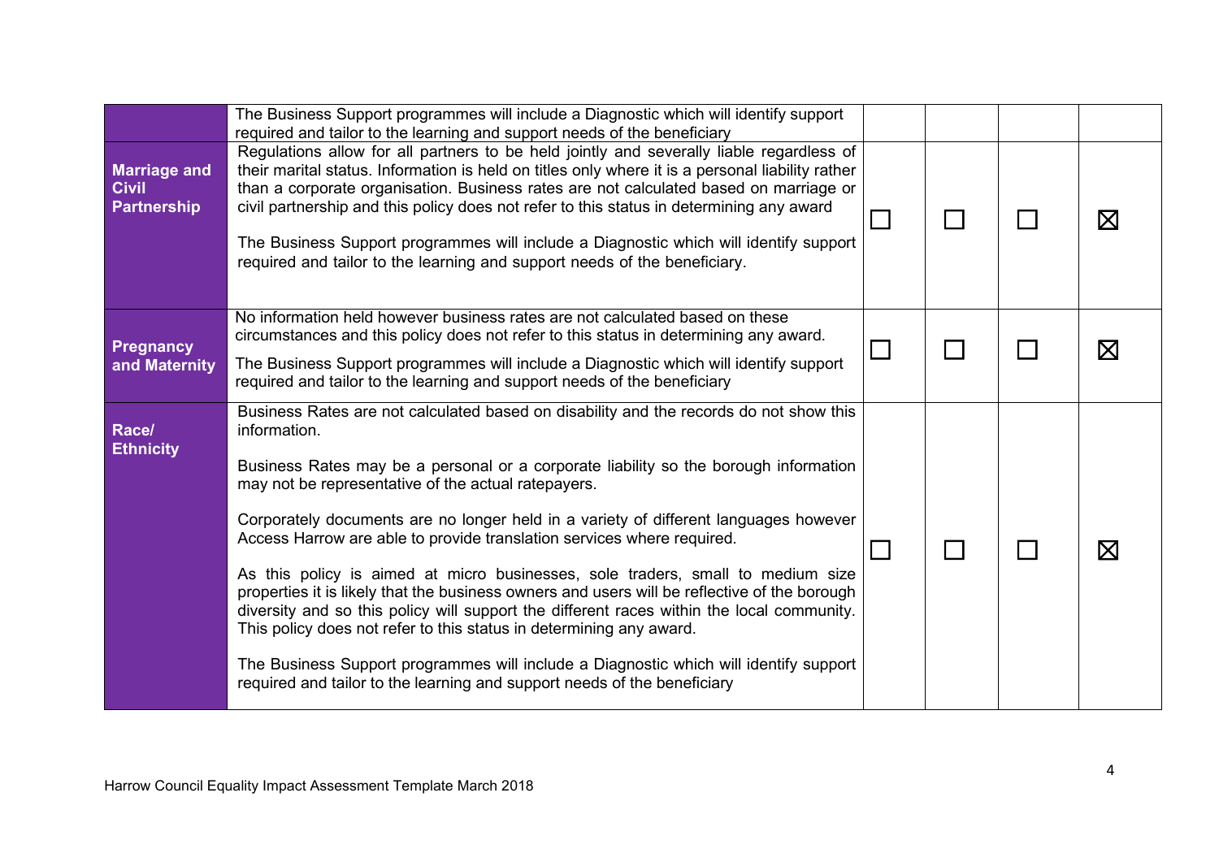| | | | | | |
|---|---|---|---|---|---|
| | The Business Support programmes will include a Diagnostic which will identify support required and tailor to the learning and support needs of the beneficiary | | | | |
| **Marriage and Civil Partnership** | Regulations allow for all partners to be held jointly and severally liable regardless of their marital status. Information is held on titles only where it is a personal liability rather than a corporate organisation. Business rates are not calculated based on marriage or civil partnership and this policy does not refer to this status in determining any award<br><br>The Business Support programmes will include a Diagnostic which will identify support required and tailor to the learning and support needs of the beneficiary. | ☐ | ☐ | ☐ | ☒ |
| **Pregnancy and Maternity** | No information held however business rates are not calculated based on these circumstances and this policy does not refer to this status in determining any award.<br><br>The Business Support programmes will include a Diagnostic which will identify support required and tailor to the learning and support needs of the beneficiary | ☐ | ☐ | ☐ | ☒ |
| **Race/ Ethnicity** | Business Rates are not calculated based on disability and the records do not show this information.<br><br>Business Rates may be a personal or a corporate liability so the borough information may not be representative of the actual ratepayers.<br><br>Corporately documents are no longer held in a variety of different languages however Access Harrow are able to provide translation services where required.<br><br>As this policy is aimed at micro businesses, sole traders, small to medium size properties it is likely that the business owners and users will be reflective of the borough diversity and so this policy will support the different races within the local community. This policy does not refer to this status in determining any award.<br><br>The Business Support programmes will include a Diagnostic which will identify support required and tailor to the learning and support needs of the beneficiary | ☐ | ☐ | ☐ | ☒ |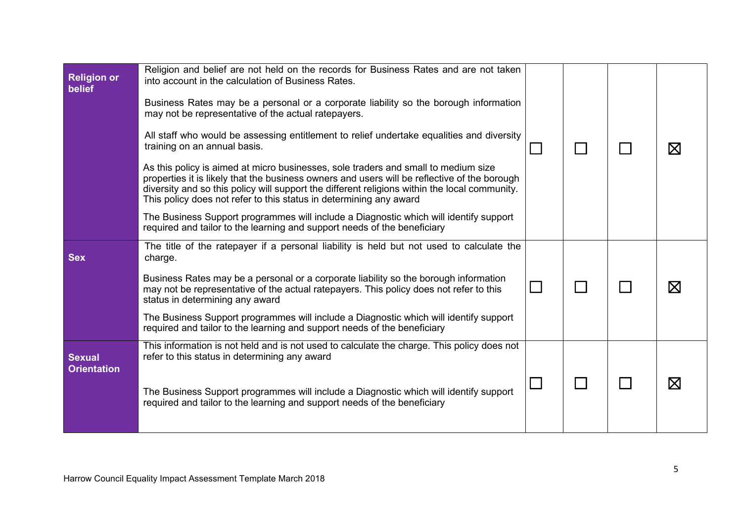| | | | | | |
|---|---|---|---|---|---|
| **Religion or belief** | Religion and belief are not held on the records for Business Rates and are not taken into account in the calculation of Business Rates.<br><br>Business Rates may be a personal or a corporate liability so the borough information may not be representative of the actual ratepayers.<br><br>All staff who would be assessing entitlement to relief undertake equalities and diversity training on an annual basis.<br><br>As this policy is aimed at micro businesses, sole traders and small to medium size properties it is likely that the business owners and users will be reflective of the borough diversity and so this policy will support the different religions within the local community. This policy does not refer to this status in determining any award<br><br>The Business Support programmes will include a Diagnostic which will identify support required and tailor to the learning and support needs of the beneficiary | ☐ | ☐ | ☐ | ☒ |
| **Sex** | The title of the ratepayer if a personal liability is held but not used to calculate the charge.<br><br>Business Rates may be a personal or a corporate liability so the borough information may not be representative of the actual ratepayers. This policy does not refer to this status in determining any award<br><br>The Business Support programmes will include a Diagnostic which will identify support required and tailor to the learning and support needs of the beneficiary | ☐ | ☐ | ☐ | ☒ |
| **Sexual Orientation** | This information is not held and is not used to calculate the charge. This policy does not refer to this status in determining any award<br><br>The Business Support programmes will include a Diagnostic which will identify support required and tailor to the learning and support needs of the beneficiary | ☐ | ☐ | ☐ | ☒ |

Harrow Council Equality Impact Assessment Template March 2018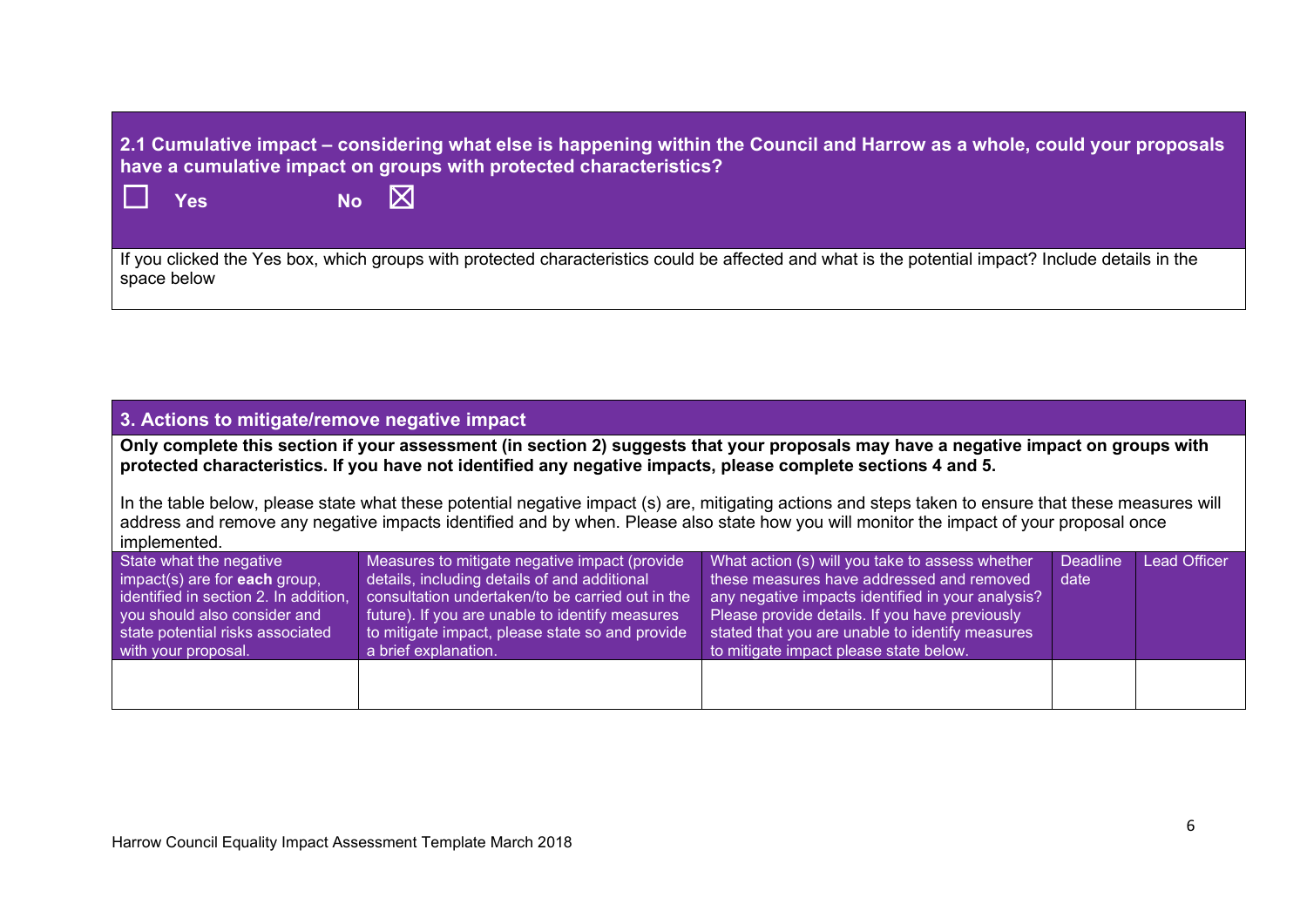**2.1 Cumulative impact – considering what else is happening within the Council and Harrow as a whole, could your proposals have a cumulative impact on groups with protected characteristics?**

☐ **Yes** **No** ☒

If you clicked the Yes box, which groups with protected characteristics could be affected and what is the potential impact? Include details in the space below

## 3. Actions to mitigate/remove negative impact

**Only complete this section if your assessment (in section 2) suggests that your proposals may have a negative impact on groups with protected characteristics. If you have not identified any negative impacts, please complete sections 4 and 5.**

In the table below, please state what these potential negative impact (s) are, mitigating actions and steps taken to ensure that these measures will address and remove any negative impacts identified and by when. Please also state how you will monitor the impact of your proposal once implemented.

| State what the negative impact(s) are for **each** group, identified in section 2. In addition, you should also consider and state potential risks associated with your proposal. | Measures to mitigate negative impact (provide details, including details of and additional consultation undertaken/to be carried out in the future). If you are unable to identify measures to mitigate impact, please state so and provide a brief explanation. | What action (s) will you take to assess whether these measures have addressed and removed any negative impacts identified in your analysis? Please provide details. If you have previously stated that you are unable to identify measures to mitigate impact please state below. | Deadline date | Lead Officer |
|---|---|---|---|---|
| | | | | |

Harrow Council Equality Impact Assessment Template March 2018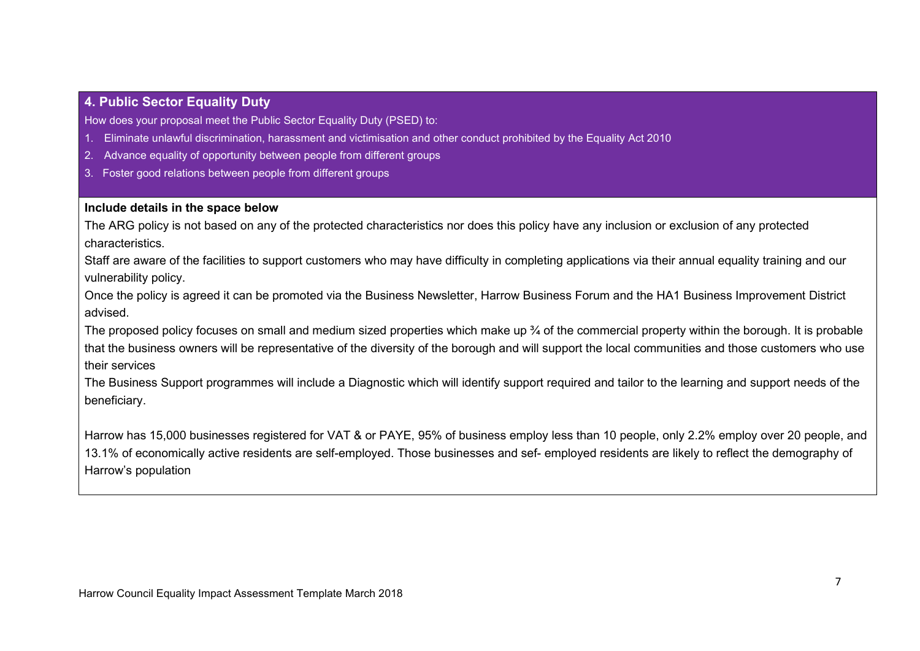## 4. Public Sector Equality Duty

How does your proposal meet the Public Sector Equality Duty (PSED) to:

1. Eliminate unlawful discrimination, harassment and victimisation and other conduct prohibited by the Equality Act 2010
2. Advance equality of opportunity between people from different groups
3. Foster good relations between people from different groups

**Include details in the space below**

The ARG policy is not based on any of the protected characteristics nor does this policy have any inclusion or exclusion of any protected characteristics.

Staff are aware of the facilities to support customers who may have difficulty in completing applications via their annual equality training and our vulnerability policy.

Once the policy is agreed it can be promoted via the Business Newsletter, Harrow Business Forum and the HA1 Business Improvement District advised.

The proposed policy focuses on small and medium sized properties which make up ¾ of the commercial property within the borough. It is probable that the business owners will be representative of the diversity of the borough and will support the local communities and those customers who use their services

The Business Support programmes will include a Diagnostic which will identify support required and tailor to the learning and support needs of the beneficiary.

Harrow has 15,000 businesses registered for VAT & or PAYE, 95% of business employ less than 10 people, only 2.2% employ over 20 people, and 13.1% of economically active residents are self-employed. Those businesses and sef- employed residents are likely to reflect the demography of Harrow's population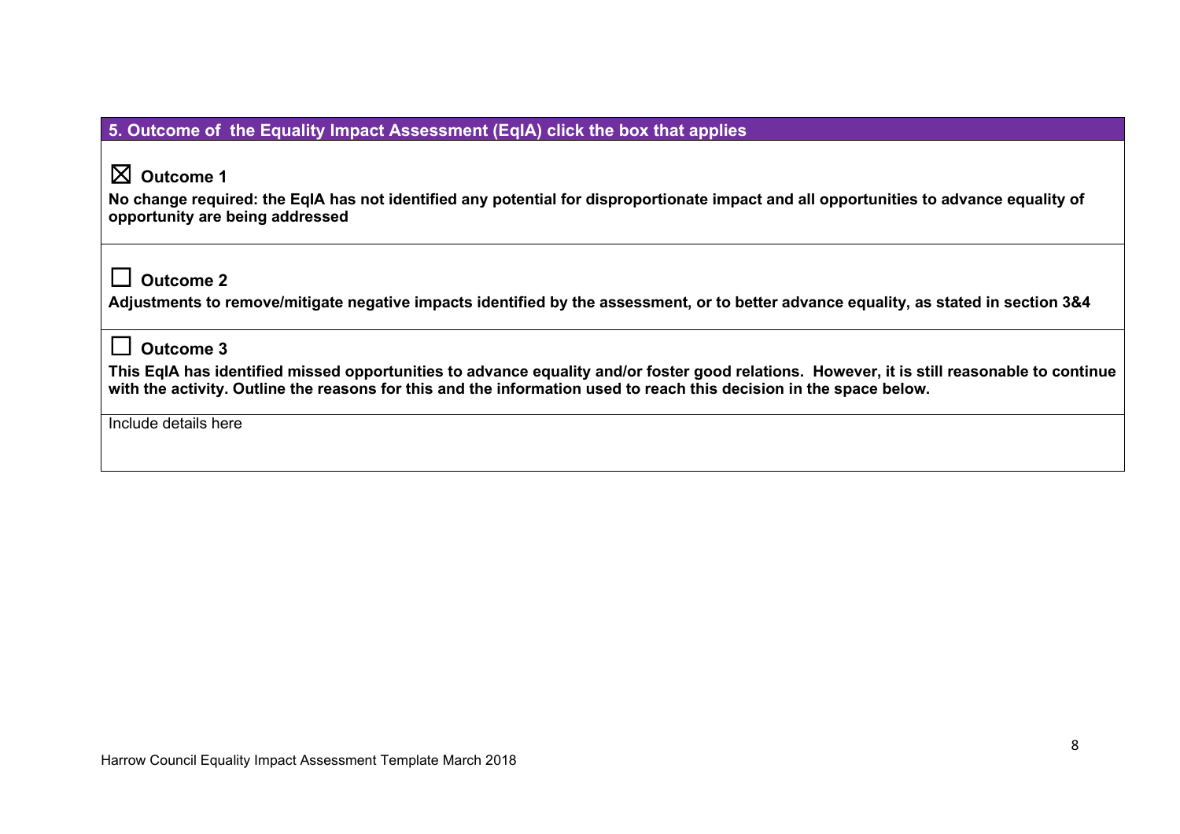| 5. Outcome of the Equality Impact Assessment (EqIA) click the box that applies |
| --- |
| ☒ **Outcome 1**<br>**No change required: the EqIA has not identified any potential for disproportionate impact and all opportunities to advance equality of opportunity are being addressed** |
| ☐ **Outcome 2**<br>**Adjustments to remove/mitigate negative impacts identified by the assessment, or to better advance equality, as stated in section 3&4** |
| ☐ **Outcome 3**<br>**This EqIA has identified missed opportunities to advance equality and/or foster good relations. However, it is still reasonable to continue with the activity. Outline the reasons for this and the information used to reach this decision in the space below.** |
| Include details here |